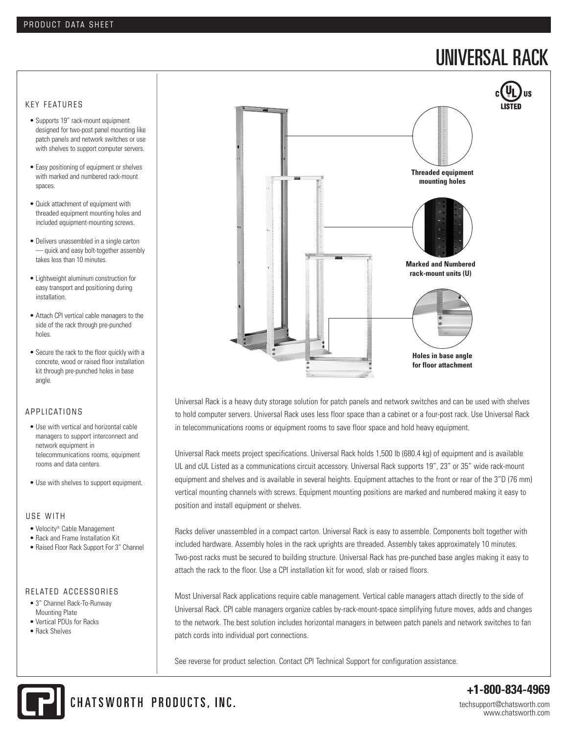PRODUCT DATA SHEET

# UNIVERSAL RACK

## KEY FEATURES

- Supports 19" rack-mount equipment designed for two-post panel mounting like patch panels and network switches or use with shelves to support computer servers.
- Easy positioning of equipment or shelves with marked and numbered rack-mount spaces.
- Quick attachment of equipment with threaded equipment mounting holes and included equipment-mounting screws.
- Delivers unassembled in a single carton — quick and easy bolt-together assembly takes less than 10 minutes.
- Lightweight aluminum construction for easy transport and positioning during installation.
- Attach CPI vertical cable managers to the side of the rack through pre-punched holes.
- Secure the rack to the floor quickly with a concrete, wood or raised floor installation kit through pre-punched holes in base angle.

## APPLICATIONS

- Use with vertical and horizontal cable managers to support interconnect and network equipment in telecommunications rooms, equipment rooms and data centers.
- Use with shelves to support equipment.

## USE WITH

- Velocity® Cable Management
- Rack and Frame Installation Kit
- Raised Floor Rack Support For 3" Channel

## RELATED ACCESSORIES

- 3" Channel Rack-To-Runway Mounting Plate
- Vertical PDUs for Racks
- Rack Shelves

c UL us LISTED

**Threaded equipment mounting holes**

**Marked and Numbered rack-mount units (U)**

**Holes in base angle for floor attachment**

Universal Rack is a heavy duty storage solution for patch panels and network switches and can be used with shelves to hold computer servers. Universal Rack uses less floor space than a cabinet or a four-post rack. Use Universal Rack in telecommunications rooms or equipment rooms to save floor space and hold heavy equipment.

Universal Rack meets project specifications. Universal Rack holds 1,500 lb (680.4 kg) of equipment and is available UL and cUL Listed as a communications circuit accessory. Universal Rack supports 19", 23" or 35" wide rack-mount equipment and shelves and is available in several heights. Equipment attaches to the front or rear of the 3"D (76 mm) vertical mounting channels with screws. Equipment mounting positions are marked and numbered making it easy to position and install equipment or shelves.

Racks deliver unassembled in a compact carton. Universal Rack is easy to assemble. Components bolt together with included hardware. Assembly holes in the rack uprights are threaded. Assembly takes approximately 10 minutes. Two-post racks must be secured to building structure. Universal Rack has pre-punched base angles making it easy to attach the rack to the floor. Use a CPI installation kit for wood, slab or raised floors.

Most Universal Rack applications require cable management. Vertical cable managers attach directly to the side of Universal Rack. CPI cable managers organize cables by-rack-mount-space simplifying future moves, adds and changes to the network. The best solution includes horizontal managers in between patch panels and network switches to fan patch cords into individual port connections.

See reverse for product selection. Contact CPI Technical Support for configuration assistance.

CHATSWORTH PRODUCTS, INC.

**+1-800-834-4969**

techsupport@chatsworth.com
www.chatsworth.com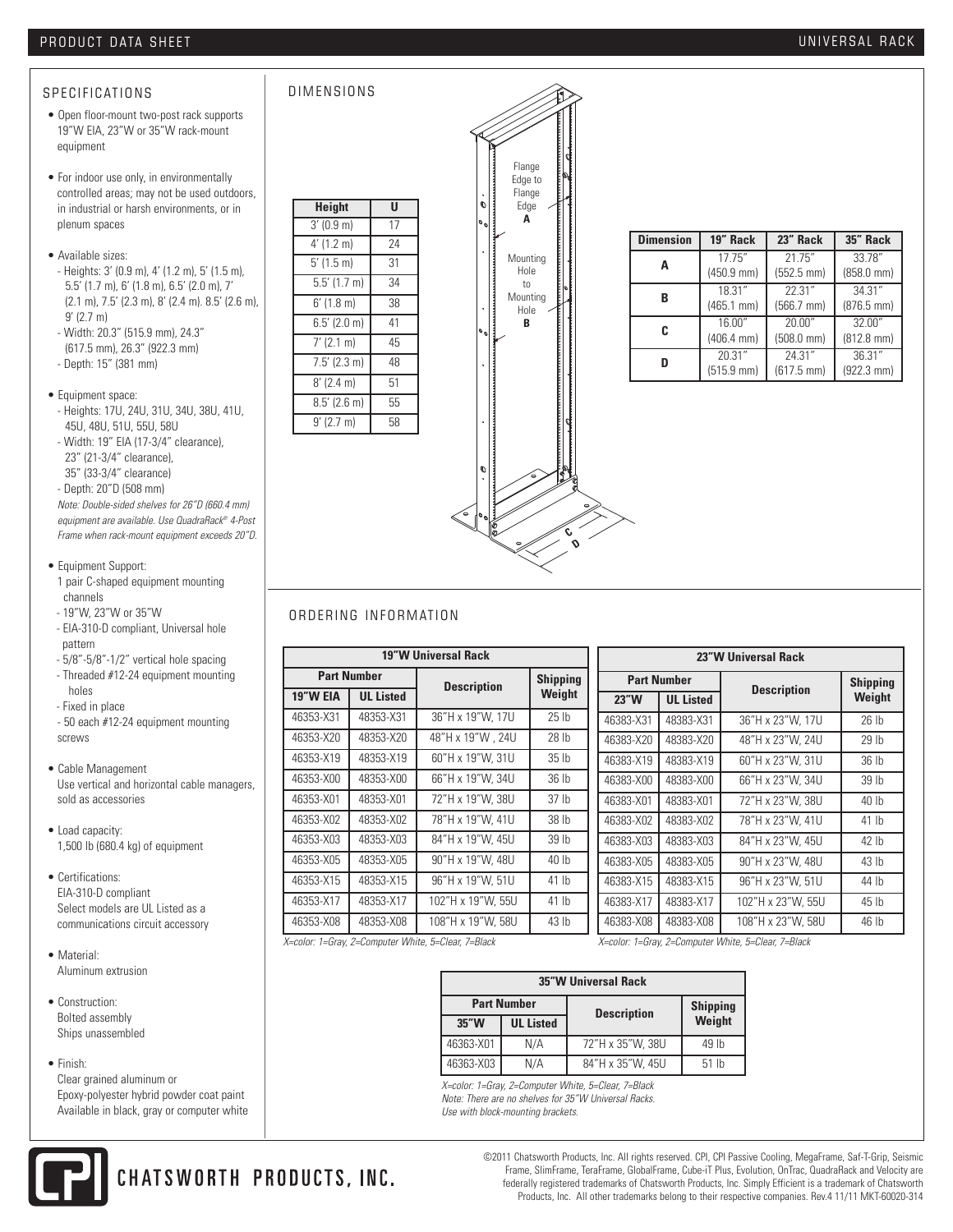## SPECIFICATIONS

- Open floor-mount two-post rack supports 19"W EIA, 23"W or 35"W rack-mount equipment
- For indoor use only, in environmentally controlled areas; may not be used outdoors, in industrial or harsh environments, or in plenum spaces
- Available sizes:
  - Heights: 3' (0.9 m), 4' (1.2 m), 5' (1.5 m), 5.5' (1.7 m), 6' (1.8 m), 6.5' (2.0 m), 7' (2.1 m), 7.5' (2.3 m), 8' (2.4 m). 8.5' (2.6 m), 9' (2.7 m)
  - Width: 20.3" (515.9 mm), 24.3" (617.5 mm), 26.3" (922.3 mm)
  - Depth: 15" (381 mm)
- Equipment space:
  - Heights: 17U, 24U, 31U, 34U, 38U, 41U, 45U, 48U, 51U, 55U, 58U
  - Width: 19" EIA (17-3/4" clearance), 23" (21-3/4" clearance), 35" (33-3/4" clearance)
  - Depth: 20"D (508 mm)

  *Note: Double-sided shelves for 26"D (660.4 mm) equipment are available. Use QuadraRack® 4-Post Frame when rack-mount equipment exceeds 20"D.*
- Equipment Support:
  1 pair C-shaped equipment mounting channels
  - 19"W, 23"W or 35"W
  - EIA-310-D compliant, Universal hole pattern
  - 5/8"-5/8"-1/2" vertical hole spacing
  - Threaded #12-24 equipment mounting holes
  - Fixed in place
  - 50 each #12-24 equipment mounting screws
- Cable Management
  Use vertical and horizontal cable managers, sold as accessories
- Load capacity:
  1,500 lb (680.4 kg) of equipment
- Certifications:
  EIA-310-D compliant
  Select models are UL Listed as a communications circuit accessory
- Material:
  Aluminum extrusion
- Construction:
  Bolted assembly
  Ships unassembled
- Finish:
  Clear grained aluminum or
  Epoxy-polyester hybrid powder coat paint
  Available in black, gray or computer white

## DIMENSIONS

| Height | U |
|---|---|
| 3' (0.9 m) | 17 |
| 4' (1.2 m) | 24 |
| 5' (1.5 m) | 31 |
| 5.5' (1.7 m) | 34 |
| 6' (1.8 m) | 38 |
| 6.5' (2.0 m) | 41 |
| 7' (2.1 m) | 45 |
| 7.5' (2.3 m) | 48 |
| 8' (2.4 m) | 51 |
| 8.5' (2.6 m) | 55 |
| 9' (2.7 m) | 58 |

Flange Edge to Flange Edge
A

Mounting Hole to Mounting Hole
B

C
D

| Dimension | 19" Rack | 23" Rack | 35" Rack |
|---|---|---|---|
| A | 17.75" (450.9 mm) | 21.75" (552.5 mm) | 33.78" (858.0 mm) |
| B | 18.31" (465.1 mm) | 22.31" (566.7 mm) | 34.31" (876.5 mm) |
| C | 16.00" (406.4 mm) | 20.00" (508.0 mm) | 32.00" (812.8 mm) |
| D | 20.31" (515.9 mm) | 24.31" (617.5 mm) | 36.31" (922.3 mm) |

## ORDERING INFORMATION

| 19"W Universal Rack | | | |
|---|---|---|---|
| Part Number | | Description | Shipping Weight |
| 19"W EIA | UL Listed | | |
| 46353-X31 | 48353-X31 | 36"H x 19"W, 17U | 25 lb |
| 46353-X20 | 48353-X20 | 48"H x 19"W , 24U | 28 lb |
| 46353-X19 | 48353-X19 | 60"H x 19"W, 31U | 35 lb |
| 46353-X00 | 48353-X00 | 66"H x 19"W, 34U | 36 lb |
| 46353-X01 | 48353-X01 | 72"H x 19"W, 38U | 37 lb |
| 46353-X02 | 48353-X02 | 78"H x 19"W, 41U | 38 lb |
| 46353-X03 | 48353-X03 | 84"H x 19"W, 45U | 39 lb |
| 46353-X05 | 48353-X05 | 90"H x 19"W, 48U | 40 lb |
| 46353-X15 | 48353-X15 | 96"H x 19"W, 51U | 41 lb |
| 46353-X17 | 48353-X17 | 102"H x 19"W, 55U | 41 lb |
| 46353-X08 | 48353-X08 | 108"H x 19"W, 58U | 43 lb |

*X=color: 1=Gray, 2=Computer White, 5=Clear, 7=Black*

| 23"W Universal Rack | | | |
|---|---|---|---|
| Part Number | | Description | Shipping Weight |
| 23"W | UL Listed | | |
| 46383-X31 | 48383-X31 | 36"H x 23"W, 17U | 26 lb |
| 46383-X20 | 48383-X20 | 48"H x 23"W, 24U | 29 lb |
| 46383-X19 | 48383-X19 | 60"H x 23"W, 31U | 36 lb |
| 46383-X00 | 48383-X00 | 66"H x 23"W, 34U | 39 lb |
| 46383-X01 | 48383-X01 | 72"H x 23"W, 38U | 40 lb |
| 46383-X02 | 48383-X02 | 78"H x 23"W, 41U | 41 lb |
| 46383-X03 | 48383-X03 | 84"H x 23"W, 45U | 42 lb |
| 46383-X05 | 48383-X05 | 90"H x 23"W, 48U | 43 lb |
| 46383-X15 | 48383-X15 | 96"H x 23"W, 51U | 44 lb |
| 46383-X17 | 48383-X17 | 102"H x 23"W, 55U | 45 lb |
| 46383-X08 | 48383-X08 | 108"H x 23"W, 58U | 46 lb |

*X=color: 1=Gray, 2=Computer White, 5=Clear, 7=Black*

| 35"W Universal Rack | | | |
|---|---|---|---|
| Part Number | | Description | Shipping Weight |
| 35"W | UL Listed | | |
| 46363-X01 | N/A | 72"H x 35"W, 38U | 49 lb |
| 46363-X03 | N/A | 84"H x 35"W, 45U | 51 lb |

*X=color: 1=Gray, 2=Computer White, 5=Clear, 7=Black*
*Note: There are no shelves for 35"W Universal Racks. Use with block-mounting brackets.*

CHATSWORTH PRODUCTS, INC.

©2011 Chatsworth Products, Inc. All rights reserved. CPI, CPI Passive Cooling, MegaFrame, Saf-T-Grip, Seismic Frame, SlimFrame, TeraFrame, GlobalFrame, Cube-iT Plus, Evolution, OnTrac, QuadraRack and Velocity are federally registered trademarks of Chatsworth Products, Inc. Simply Efficient is a trademark of Chatsworth Products, Inc. All other trademarks belong to their respective companies. Rev.4 11/11 MKT-60020-314